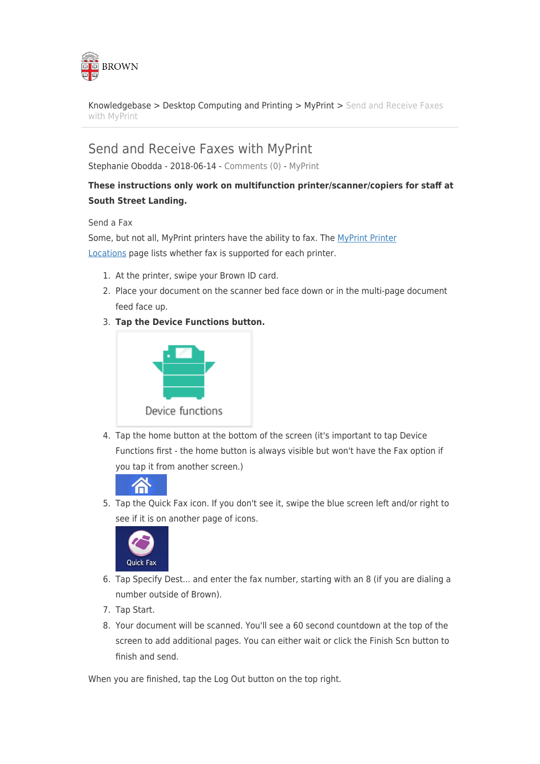BROWN

Knowledgebase > Desktop Computing and Printing > MyPrint > Send and Receive Faxes with MyPrint

# Send and Receive Faxes with MyPrint

Stephanie Obodda - 2018-06-14 - Comments (0) - MyPrint

**These instructions only work on multifunction printer/scanner/copiers for staff at South Street Landing.**

Send a Fax

Some, but not all, MyPrint printers have the ability to fax. The [MyPrint Printer Locations] page lists whether fax is supported for each printer.

1. At the printer, swipe your Brown ID card.
2. Place your document on the scanner bed face down or in the multi-page document feed face up.
3. **Tap the Device Functions button.**

   Device functions

4. Tap the home button at the bottom of the screen (it's important to tap Device Functions first - the home button is always visible but won't have the Fax option if you tap it from another screen.)
5. Tap the Quick Fax icon. If you don't see it, swipe the blue screen left and/or right to see if it is on another page of icons.

   Quick Fax

6. Tap Specify Dest... and enter the fax number, starting with an 8 (if you are dialing a number outside of Brown).
7. Tap Start.
8. Your document will be scanned. You'll see a 60 second countdown at the top of the screen to add additional pages. You can either wait or click the Finish Scn button to finish and send.

When you are finished, tap the Log Out button on the top right.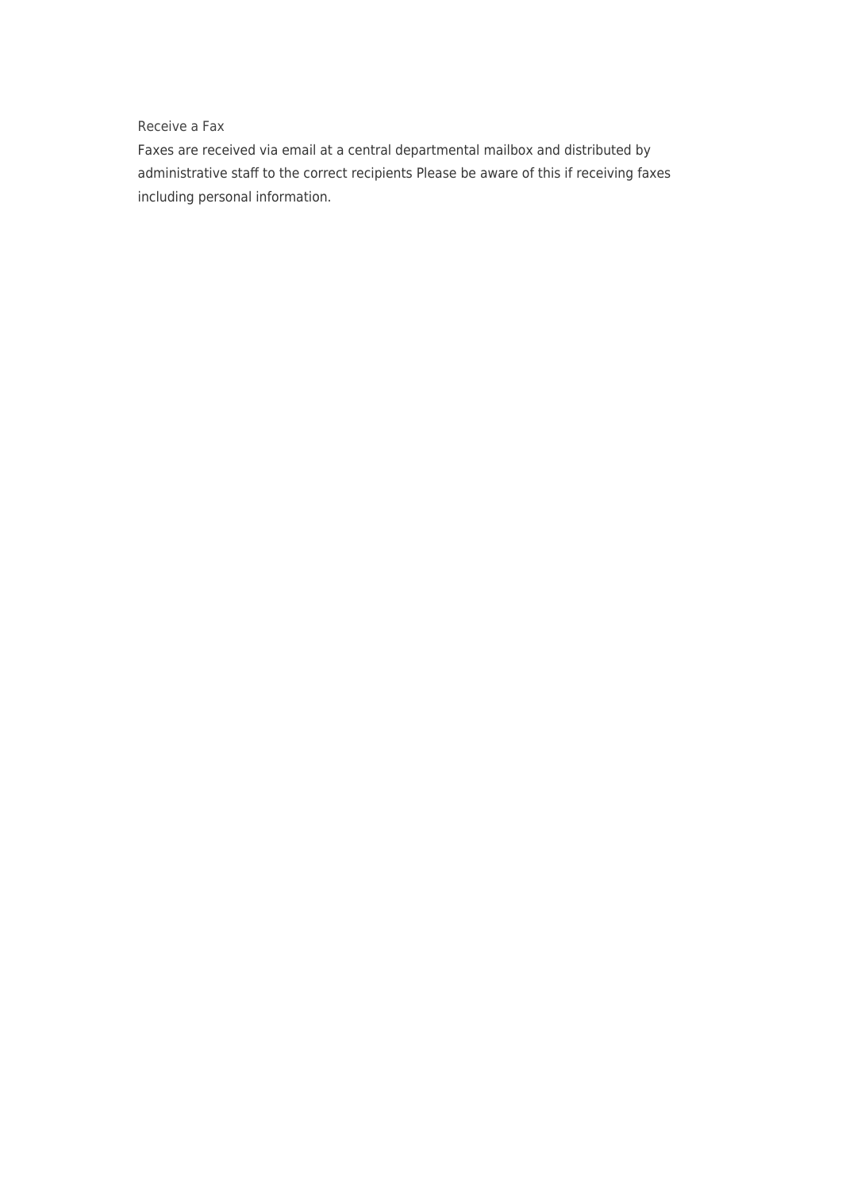Receive a Fax

Faxes are received via email at a central departmental mailbox and distributed by administrative staff to the correct recipients Please be aware of this if receiving faxes including personal information.